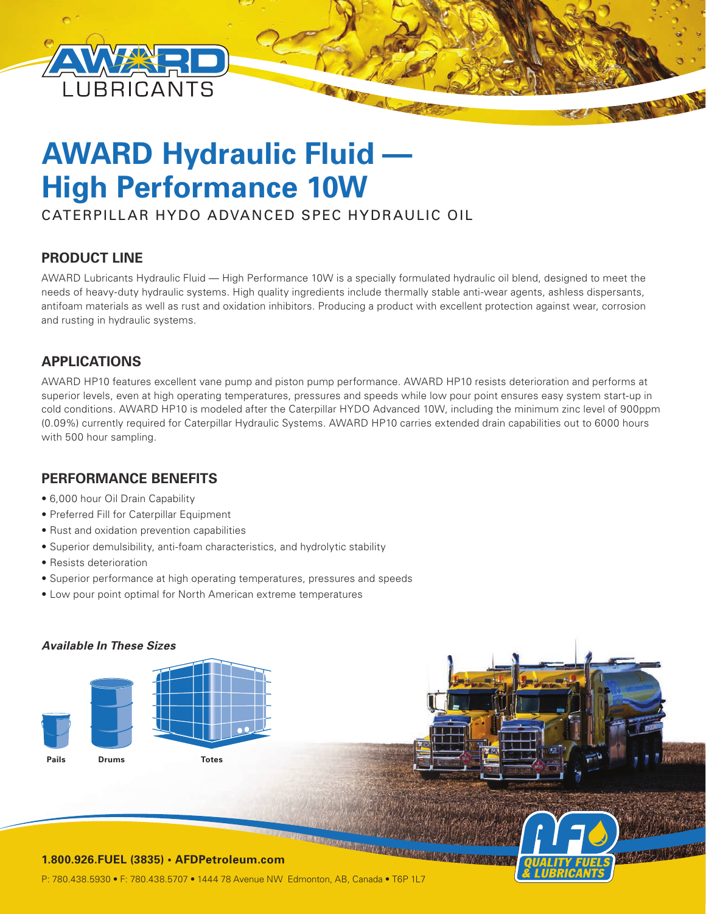AWARD LUBRICANTS

# AWARD Hydraulic Fluid — High Performance 10W

CATERPILLAR HYDO ADVANCED SPEC HYDRAULIC OIL

## PRODUCT LINE

AWARD Lubricants Hydraulic Fluid — High Performance 10W is a specially formulated hydraulic oil blend, designed to meet the needs of heavy-duty hydraulic systems. High quality ingredients include thermally stable anti-wear agents, ashless dispersants, antifoam materials as well as rust and oxidation inhibitors. Producing a product with excellent protection against wear, corrosion and rusting in hydraulic systems.

## APPLICATIONS

AWARD HP10 features excellent vane pump and piston pump performance. AWARD HP10 resists deterioration and performs at superior levels, even at high operating temperatures, pressures and speeds while low pour point ensures easy system start-up in cold conditions. AWARD HP10 is modeled after the Caterpillar HYDO Advanced 10W, including the minimum zinc level of 900ppm (0.09%) currently required for Caterpillar Hydraulic Systems. AWARD HP10 carries extended drain capabilities out to 6000 hours with 500 hour sampling.

## PERFORMANCE BENEFITS

- 6,000 hour Oil Drain Capability
- Preferred Fill for Caterpillar Equipment
- Rust and oxidation prevention capabilities
- Superior demulsibility, anti-foam characteristics, and hydrolytic stability
- Resists deterioration
- Superior performance at high operating temperatures, pressures and speeds
- Low pour point optimal for North American extreme temperatures

***Available In These Sizes***

**Pails** **Drums** **Totes**

**1.800.926.FUEL (3835) • AFDPetroleum.com**

P: 780.438.5930 • F: 780.438.5707 • 1444 78 Avenue NW Edmonton, AB, Canada • T6P 1L7

AFD QUALITY FUELS & LUBRICANTS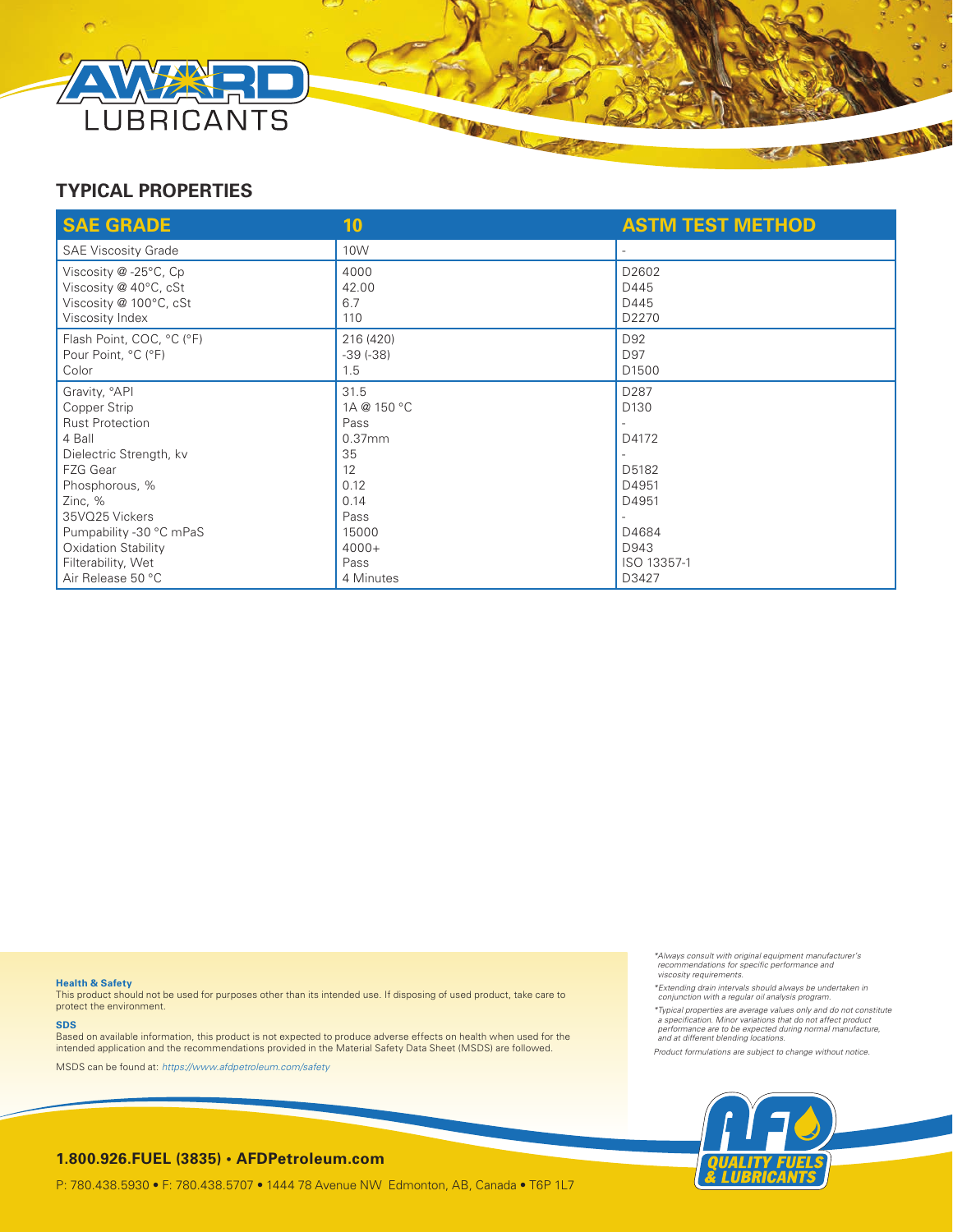## TYPICAL PROPERTIES

| SAE GRADE | 10 | ASTM TEST METHOD |
|---|---|---|
| SAE Viscosity Grade | 10W | - |
| Viscosity @ -25°C, Cp | 4000 | D2602 |
| Viscosity @ 40°C, cSt | 42.00 | D445 |
| Viscosity @ 100°C, cSt | 6.7 | D445 |
| Viscosity Index | 110 | D2270 |
| Flash Point, COC, °C (°F) | 216 (420) | D92 |
| Pour Point, °C (°F) | -39 (-38) | D97 |
| Color | 1.5 | D1500 |
| Gravity, °API | 31.5 | D287 |
| Copper Strip | 1A @ 150 °C | D130 |
| Rust Protection | Pass | - |
| 4 Ball | 0.37mm | D4172 |
| Dielectric Strength, kv | 35 | - |
| FZG Gear | 12 | D5182 |
| Phosphorous, % | 0.12 | D4951 |
| Zinc, % | 0.14 | D4951 |
| 35VQ25 Vickers | Pass | - |
| Pumpability -30 °C mPaS | 15000 | D4684 |
| Oxidation Stability | 4000+ | D943 |
| Filterability, Wet | Pass | ISO 13357-1 |
| Air Release 50 °C | 4 Minutes | D3427 |

**Health & Safety**
This product should not be used for purposes other than its intended use. If disposing of used product, take care to protect the environment.

**SDS**
Based on available information, this product is not expected to produce adverse effects on health when used for the intended application and the recommendations provided in the Material Safety Data Sheet (MSDS) are followed.

MSDS can be found at: *https://www.afdpetroleum.com/safety*

*\*Always consult with original equipment manufacturer's recommendations for specific performance and viscosity requirements.*

*\*Extending drain intervals should always be undertaken in conjunction with a regular oil analysis program.*

*\*Typical properties are average values only and do not constitute a specification. Minor variations that do not affect product performance are to be expected during normal manufacture, and at different blending locations.*

*Product formulations are subject to change without notice.*

**1.800.926.FUEL (3835) • AFDPetroleum.com**

P: 780.438.5930 • F: 780.438.5707 • 1444 78 Avenue NW Edmonton, AB, Canada • T6P 1L7